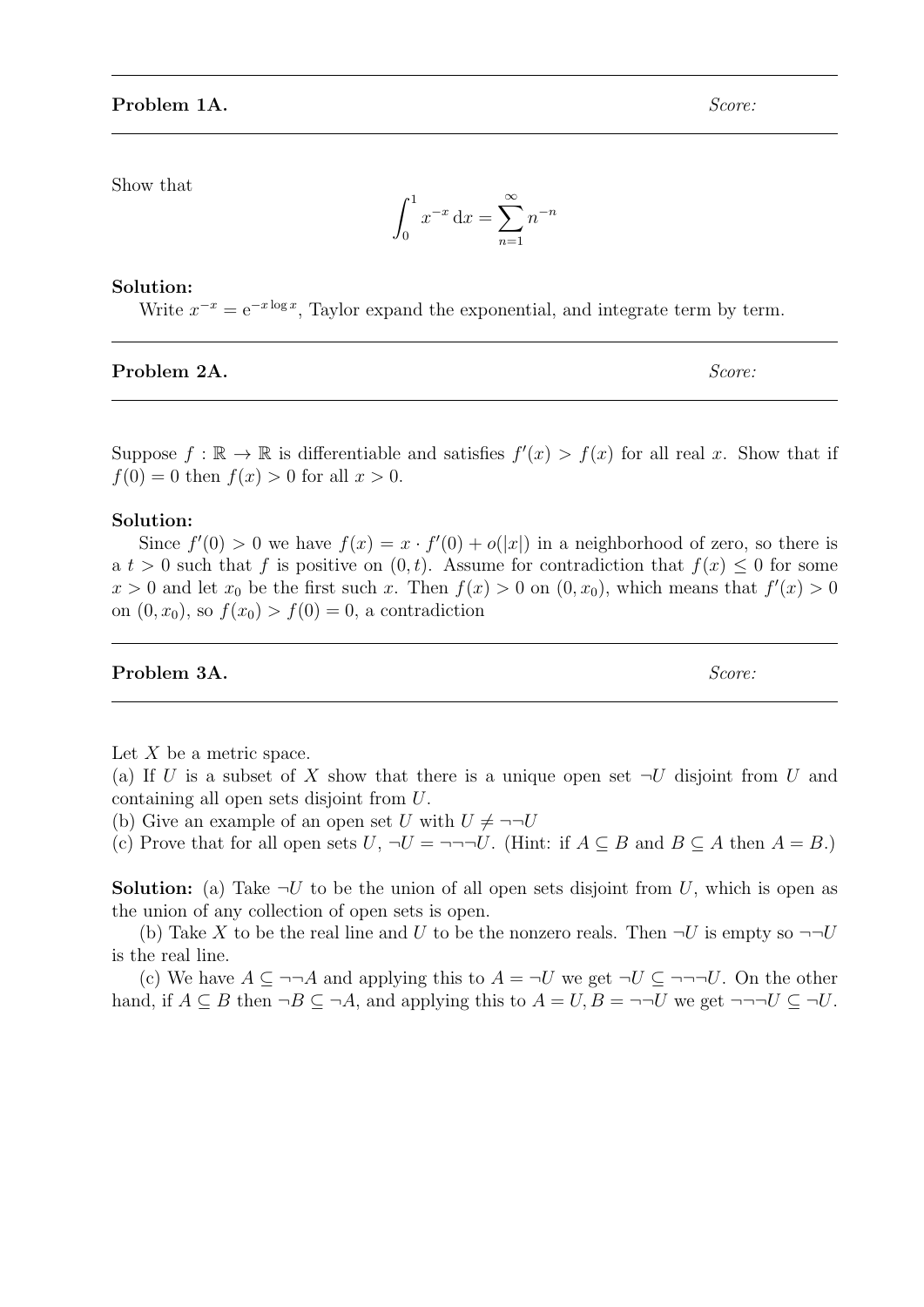**Problem 1A.** *Score:*

Show that

$$\int_0^1 x^{-x}\,\mathrm{d}x = \sum_{n=1}^{\infty} n^{-n}$$

**Solution:**

Write $x^{-x} = \mathrm{e}^{-x\log x}$, Taylor expand the exponential, and integrate term by term.

---

**Problem 2A.** *Score:*

Suppose $f : \mathbb{R} \to \mathbb{R}$ is differentiable and satisfies $f'(x) > f(x)$ for all real $x$. Show that if $f(0) = 0$ then $f(x) > 0$ for all $x > 0$.

**Solution:**

Since $f'(0) > 0$ we have $f(x) = x \cdot f'(0) + o(|x|)$ in a neighborhood of zero, so there is a $t > 0$ such that $f$ is positive on $(0, t)$. Assume for contradiction that $f(x) \le 0$ for some $x > 0$ and let $x_0$ be the first such $x$. Then $f(x) > 0$ on $(0, x_0)$, which means that $f'(x) > 0$ on $(0, x_0)$, so $f(x_0) > f(0) = 0$, a contradiction

---

**Problem 3A.** *Score:*

Let $X$ be a metric space.

(a) If $U$ is a subset of $X$ show that there is a unique open set $\neg U$ disjoint from $U$ and containing all open sets disjoint from $U$.

(b) Give an example of an open set $U$ with $U \neq \neg\neg U$

(c) Prove that for all open sets $U$, $\neg U = \neg\neg\neg U$. (Hint: if $A \subseteq B$ and $B \subseteq A$ then $A = B$.)

**Solution:** (a) Take $\neg U$ to be the union of all open sets disjoint from $U$, which is open as the union of any collection of open sets is open.

(b) Take $X$ to be the real line and $U$ to be the nonzero reals. Then $\neg U$ is empty so $\neg\neg U$ is the real line.

(c) We have $A \subseteq \neg\neg A$ and applying this to $A = \neg U$ we get $\neg U \subseteq \neg\neg\neg U$. On the other hand, if $A \subseteq B$ then $\neg B \subseteq \neg A$, and applying this to $A = U, B = \neg\neg U$ we get $\neg\neg\neg U \subseteq \neg U$.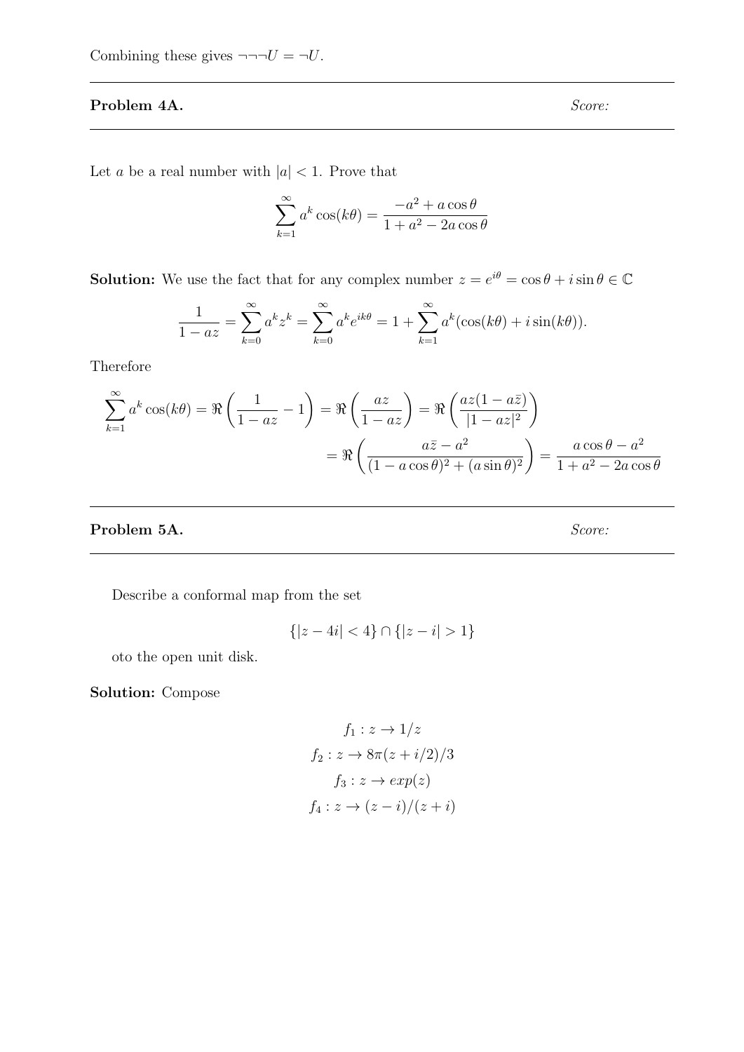Combining these gives $\neg\neg\neg U = \neg U$.

---

**Problem 4A.** *Score:*

---

Let $a$ be a real number with $|a| < 1$. Prove that

$$\sum_{k=1}^{\infty} a^k \cos(k\theta) = \frac{-a^2 + a\cos\theta}{1 + a^2 - 2a\cos\theta}$$

**Solution:** We use the fact that for any complex number $z = e^{i\theta} = \cos\theta + i\sin\theta \in \mathbb{C}$

$$\frac{1}{1-az} = \sum_{k=0}^{\infty} a^k z^k = \sum_{k=0}^{\infty} a^k e^{ik\theta} = 1 + \sum_{k=1}^{\infty} a^k(\cos(k\theta) + i\sin(k\theta)).$$

Therefore

$$\sum_{k=1}^{\infty} a^k \cos(k\theta) = \Re\left(\frac{1}{1-az} - 1\right) = \Re\left(\frac{az}{1-az}\right) = \Re\left(\frac{az(1-a\bar{z})}{|1-az|^2}\right)$$

$$= \Re\left(\frac{a\bar{z} - a^2}{(1-a\cos\theta)^2 + (a\sin\theta)^2}\right) = \frac{a\cos\theta - a^2}{1 + a^2 - 2a\cos\theta}$$

---

**Problem 5A.** *Score:*

---

Describe a conformal map from the set

$$\{|z - 4i| < 4\} \cap \{|z - i| > 1\}$$

oto the open unit disk.

**Solution:** Compose

$$f_1 : z \to 1/z$$
$$f_2 : z \to 8\pi(z + i/2)/3$$
$$f_3 : z \to exp(z)$$
$$f_4 : z \to (z - i)/(z + i)$$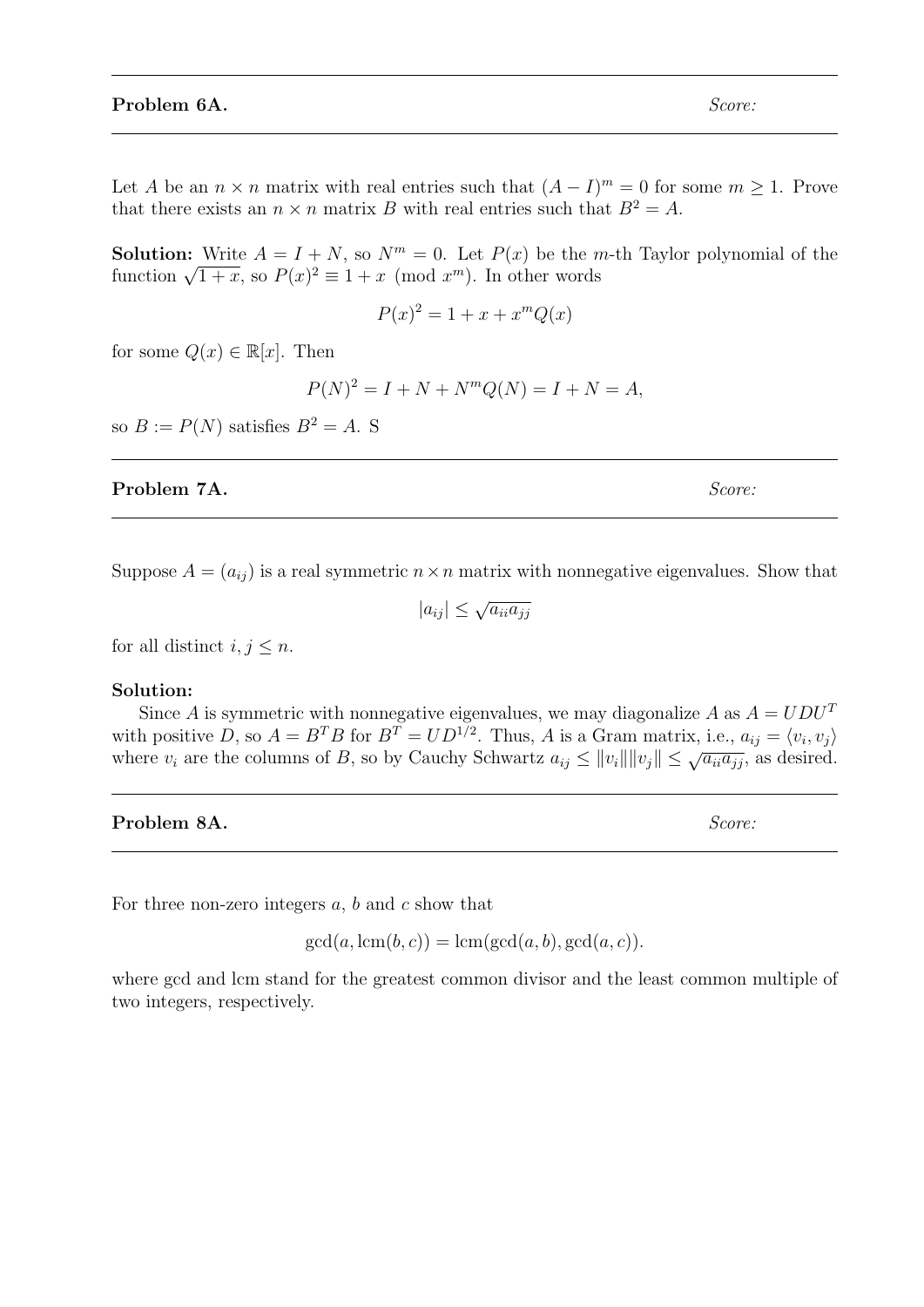**Problem 6A.** *Score:*

---

Let $A$ be an $n \times n$ matrix with real entries such that $(A - I)^m = 0$ for some $m \geq 1$. Prove that there exists an $n \times n$ matrix $B$ with real entries such that $B^2 = A$.

**Solution:** Write $A = I + N$, so $N^m = 0$. Let $P(x)$ be the $m$-th Taylor polynomial of the function $\sqrt{1+x}$, so $P(x)^2 \equiv 1 + x \pmod{x^m}$. In other words

$$P(x)^2 = 1 + x + x^m Q(x)$$

for some $Q(x) \in \mathbb{R}[x]$. Then

$$P(N)^2 = I + N + N^m Q(N) = I + N = A,$$

so $B := P(N)$ satisfies $B^2 = A$. S

---

**Problem 7A.** *Score:*

---

Suppose $A = (a_{ij})$ is a real symmetric $n \times n$ matrix with nonnegative eigenvalues. Show that

$$|a_{ij}| \leq \sqrt{a_{ii}a_{jj}}$$

for all distinct $i, j \leq n$.

**Solution:**

Since $A$ is symmetric with nonnegative eigenvalues, we may diagonalize $A$ as $A = UDU^T$ with positive $D$, so $A = B^T B$ for $B^T = UD^{1/2}$. Thus, $A$ is a Gram matrix, i.e., $a_{ij} = \langle v_i, v_j \rangle$ where $v_i$ are the columns of $B$, so by Cauchy Schwartz $a_{ij} \leq \|v_i\|\|v_j\| \leq \sqrt{a_{ii}a_{jj}}$, as desired.

---

**Problem 8A.** *Score:*

---

For three non-zero integers $a$, $b$ and $c$ show that

$$\gcd(a, \operatorname{lcm}(b, c)) = \operatorname{lcm}(\gcd(a, b), \gcd(a, c)).$$

where gcd and lcm stand for the greatest common divisor and the least common multiple of two integers, respectively.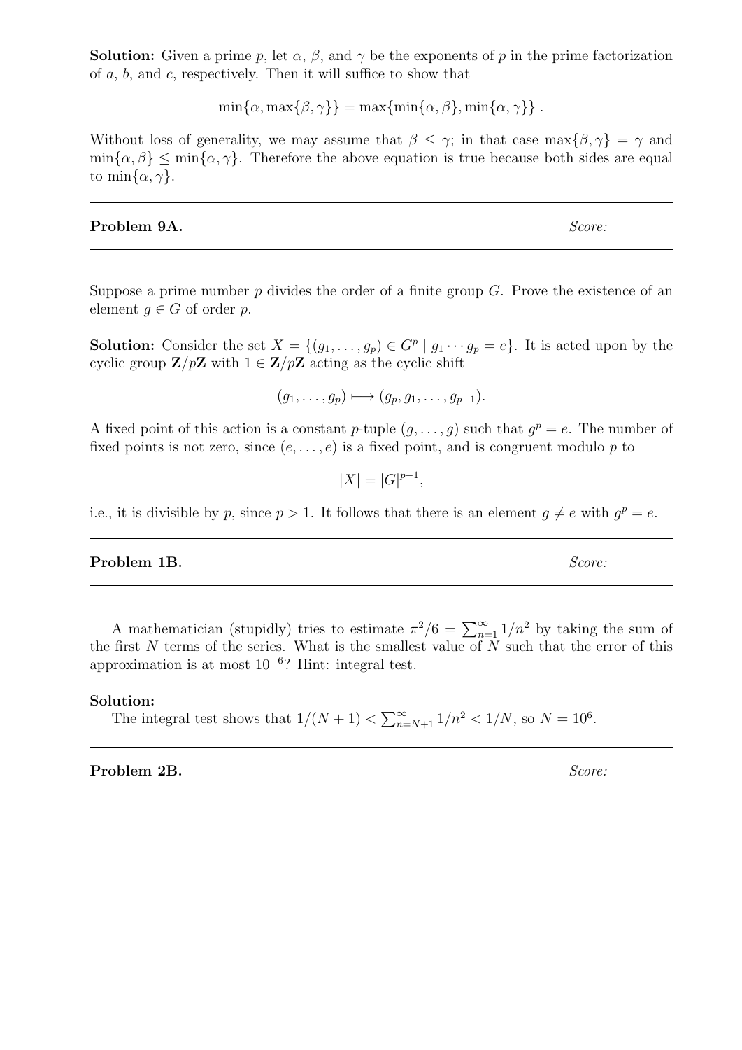**Solution:** Given a prime $p$, let $\alpha$, $\beta$, and $\gamma$ be the exponents of $p$ in the prime factorization of $a$, $b$, and $c$, respectively. Then it will suffice to show that

$$\min\{\alpha, \max\{\beta, \gamma\}\} = \max\{\min\{\alpha, \beta\}, \min\{\alpha, \gamma\}\}\ .$$

Without loss of generality, we may assume that $\beta \leq \gamma$; in that case $\max\{\beta, \gamma\} = \gamma$ and $\min\{\alpha, \beta\} \leq \min\{\alpha, \gamma\}$. Therefore the above equation is true because both sides are equal to $\min\{\alpha, \gamma\}$.

---

**Problem 9A.** *Score:*

---

Suppose a prime number $p$ divides the order of a finite group $G$. Prove the existence of an element $g \in G$ of order $p$.

**Solution:** Consider the set $X = \{(g_1, \ldots, g_p) \in G^p \mid g_1 \cdots g_p = e\}$. It is acted upon by the cyclic group $\mathbf{Z}/p\mathbf{Z}$ with $1 \in \mathbf{Z}/p\mathbf{Z}$ acting as the cyclic shift

$$(g_1, \ldots, g_p) \longmapsto (g_p, g_1, \ldots, g_{p-1}).$$

A fixed point of this action is a constant $p$-tuple $(g, \ldots, g)$ such that $g^p = e$. The number of fixed points is not zero, since $(e, \ldots, e)$ is a fixed point, and is congruent modulo $p$ to

$$|X| = |G|^{p-1},$$

i.e., it is divisible by $p$, since $p > 1$. It follows that there is an element $g \neq e$ with $g^p = e$.

---

**Problem 1B.** *Score:*

---

A mathematician (stupidly) tries to estimate $\pi^2/6 = \sum_{n=1}^{\infty} 1/n^2$ by taking the sum of the first $N$ terms of the series. What is the smallest value of $N$ such that the error of this approximation is at most $10^{-6}$? Hint: integral test.

**Solution:**

The integral test shows that $1/(N+1) < \sum_{n=N+1}^{\infty} 1/n^2 < 1/N$, so $N = 10^6$.

---

**Problem 2B.** *Score:*

---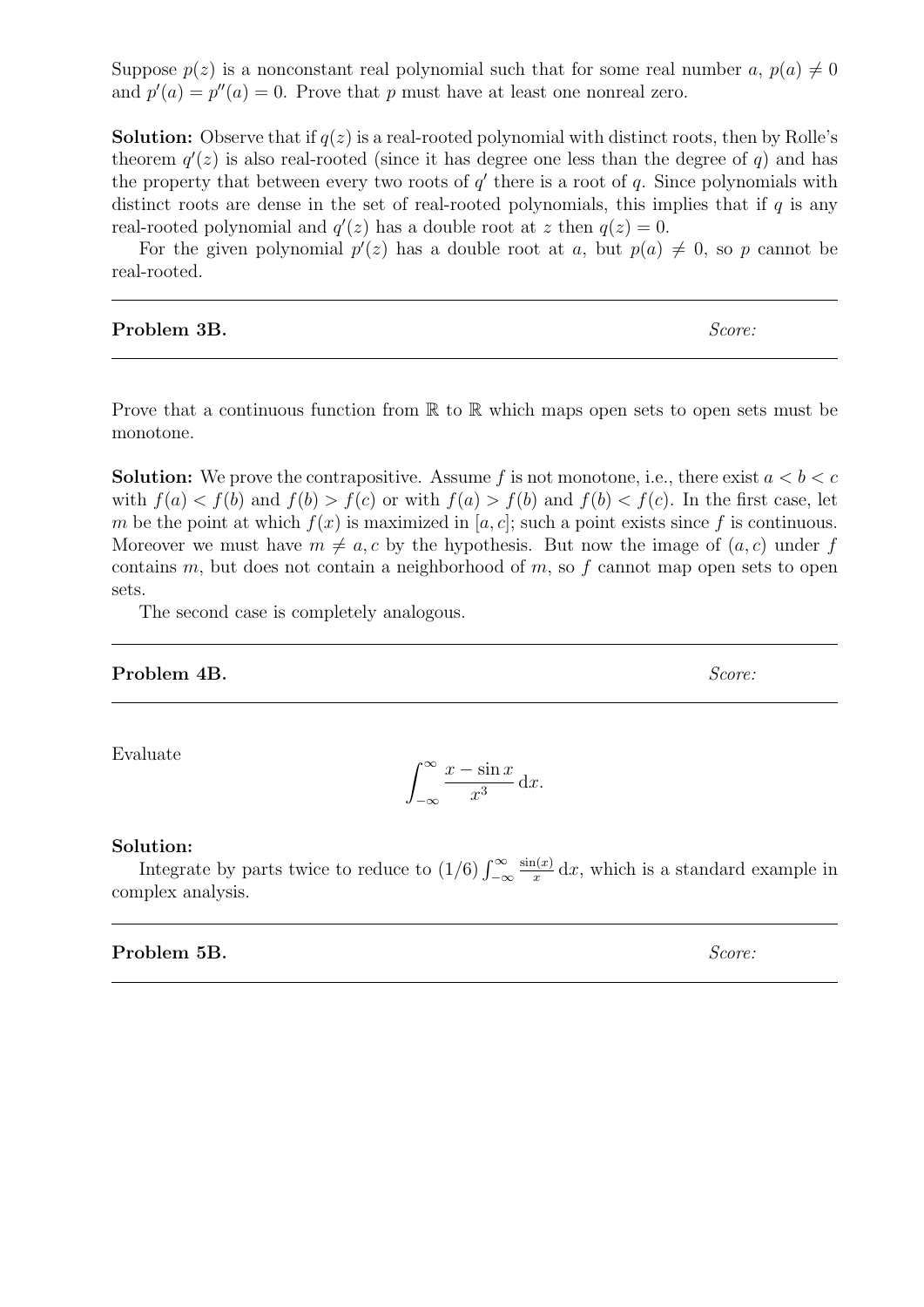Suppose $p(z)$ is a nonconstant real polynomial such that for some real number $a$, $p(a) \neq 0$ and $p'(a) = p''(a) = 0$. Prove that $p$ must have at least one nonreal zero.

**Solution:** Observe that if $q(z)$ is a real-rooted polynomial with distinct roots, then by Rolle's theorem $q'(z)$ is also real-rooted (since it has degree one less than the degree of $q$) and has the property that between every two roots of $q'$ there is a root of $q$. Since polynomials with distinct roots are dense in the set of real-rooted polynomials, this implies that if $q$ is any real-rooted polynomial and $q'(z)$ has a double root at $z$ then $q(z) = 0$.

For the given polynomial $p'(z)$ has a double root at $a$, but $p(a) \neq 0$, so $p$ cannot be real-rooted.

---

**Problem 3B.** *Score:*

---

Prove that a continuous function from $\mathbb{R}$ to $\mathbb{R}$ which maps open sets to open sets must be monotone.

**Solution:** We prove the contrapositive. Assume $f$ is not monotone, i.e., there exist $a < b < c$ with $f(a) < f(b)$ and $f(b) > f(c)$ or with $f(a) > f(b)$ and $f(b) < f(c)$. In the first case, let $m$ be the point at which $f(x)$ is maximized in $[a, c]$; such a point exists since $f$ is continuous. Moreover we must have $m \neq a, c$ by the hypothesis. But now the image of $(a, c)$ under $f$ contains $m$, but does not contain a neighborhood of $m$, so $f$ cannot map open sets to open sets.

The second case is completely analogous.

---

**Problem 4B.** *Score:*

---

Evaluate

$$\int_{-\infty}^{\infty} \frac{x - \sin x}{x^3} \, \mathrm{d}x.$$

**Solution:**

Integrate by parts twice to reduce to $(1/6) \int_{-\infty}^{\infty} \frac{\sin(x)}{x} \, \mathrm{d}x$, which is a standard example in complex analysis.

---

**Problem 5B.** *Score:*

---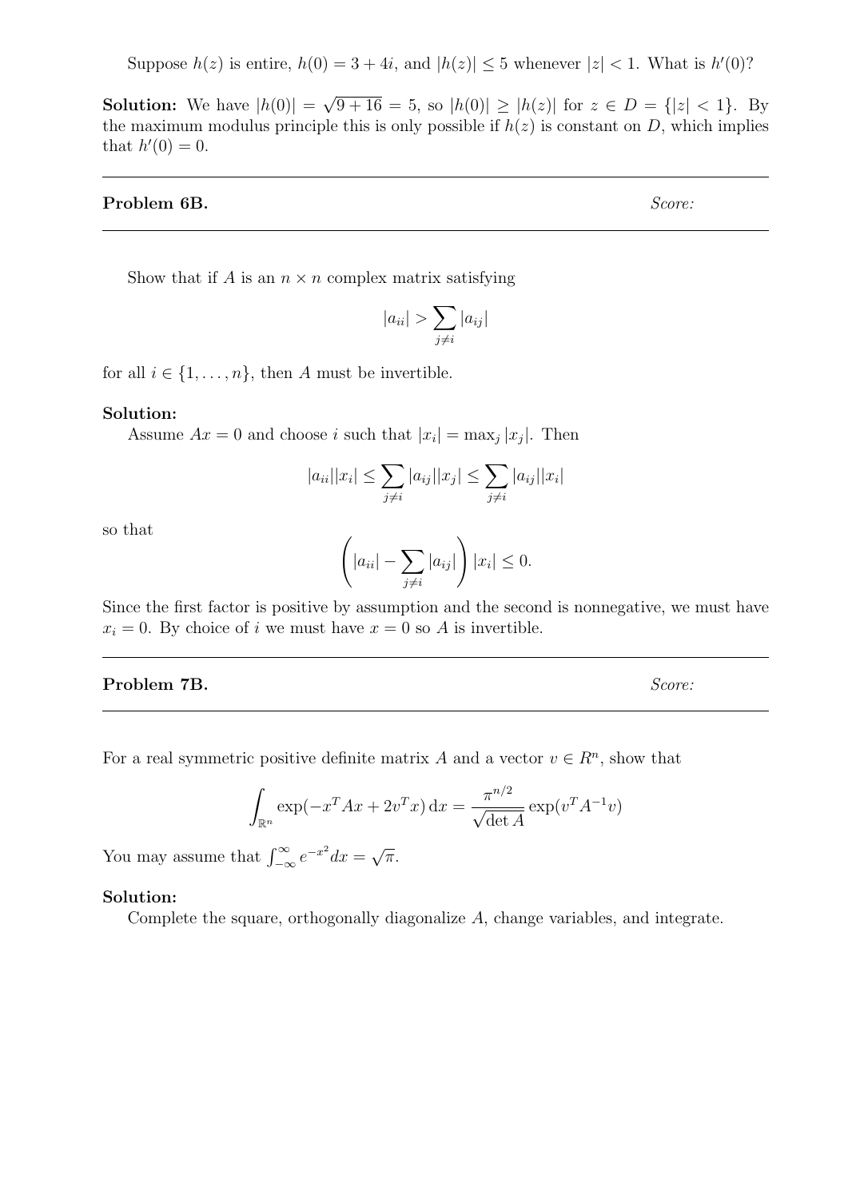Suppose $h(z)$ is entire, $h(0) = 3 + 4i$, and $|h(z)| \leq 5$ whenever $|z| < 1$. What is $h'(0)$?

**Solution:** We have $|h(0)| = \sqrt{9 + 16} = 5$, so $|h(0)| \geq |h(z)|$ for $z \in D = \{|z| < 1\}$. By the maximum modulus principle this is only possible if $h(z)$ is constant on $D$, which implies that $h'(0) = 0$.

---

**Problem 6B.** *Score:*

---

Show that if $A$ is an $n \times n$ complex matrix satisfying

$$|a_{ii}| > \sum_{j \neq i} |a_{ij}|$$

for all $i \in \{1, \ldots, n\}$, then $A$ must be invertible.

**Solution:**

Assume $Ax = 0$ and choose $i$ such that $|x_i| = \max_j |x_j|$. Then

$$|a_{ii}||x_i| \leq \sum_{j \neq i} |a_{ij}||x_j| \leq \sum_{j \neq i} |a_{ij}||x_i|$$

so that

$$\left( |a_{ii}| - \sum_{j \neq i} |a_{ij}| \right) |x_i| \leq 0.$$

Since the first factor is positive by assumption and the second is nonnegative, we must have $x_i = 0$. By choice of $i$ we must have $x = 0$ so $A$ is invertible.

---

**Problem 7B.** *Score:*

---

For a real symmetric positive definite matrix $A$ and a vector $v \in R^n$, show that

$$\int_{\mathbb{R}^n} \exp(-x^T A x + 2v^T x) \, \mathrm{d}x = \frac{\pi^{n/2}}{\sqrt{\det A}} \exp(v^T A^{-1} v)$$

You may assume that $\int_{-\infty}^{\infty} e^{-x^2} dx = \sqrt{\pi}$.

**Solution:**

Complete the square, orthogonally diagonalize $A$, change variables, and integrate.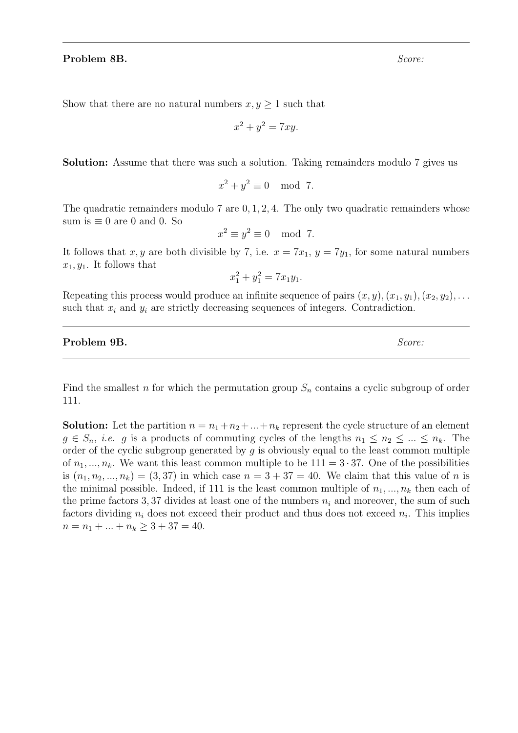**Problem 8B.** *Score:*

---

Show that there are no natural numbers $x, y \geq 1$ such that

$$x^2 + y^2 = 7xy.$$

**Solution:** Assume that there was such a solution. Taking remainders modulo 7 gives us

$$x^2 + y^2 \equiv 0 \mod 7.$$

The quadratic remainders modulo 7 are $0, 1, 2, 4$. The only two quadratic remainders whose sum is $\equiv 0$ are 0 and 0. So

$$x^2 \equiv y^2 \equiv 0 \mod 7.$$

It follows that $x, y$ are both divisible by 7, i.e. $x = 7x_1$, $y = 7y_1$, for some natural numbers $x_1, y_1$. It follows that

$$x_1^2 + y_1^2 = 7x_1y_1.$$

Repeating this process would produce an infinite sequence of pairs $(x, y), (x_1, y_1), (x_2, y_2), \ldots$ such that $x_i$ and $y_i$ are strictly decreasing sequences of integers. Contradiction.

---

**Problem 9B.** *Score:*

---

Find the smallest $n$ for which the permutation group $S_n$ contains a cyclic subgroup of order 111.

**Solution:** Let the partition $n = n_1 + n_2 + \ldots + n_k$ represent the cycle structure of an element $g \in S_n$, *i.e.* $g$ is a products of commuting cycles of the lengths $n_1 \leq n_2 \leq \ldots \leq n_k$. The order of the cyclic subgroup generated by $g$ is obviously equal to the least common multiple of $n_1, \ldots, n_k$. We want this least common multiple to be $111 = 3 \cdot 37$. One of the possibilities is $(n_1, n_2, \ldots, n_k) = (3, 37)$ in which case $n = 3 + 37 = 40$. We claim that this value of $n$ is the minimal possible. Indeed, if 111 is the least common multiple of $n_1, \ldots, n_k$ then each of the prime factors $3, 37$ divides at least one of the numbers $n_i$ and moreover, the sum of such factors dividing $n_i$ does not exceed their product and thus does not exceed $n_i$. This implies $n = n_1 + \ldots + n_k \geq 3 + 37 = 40$.